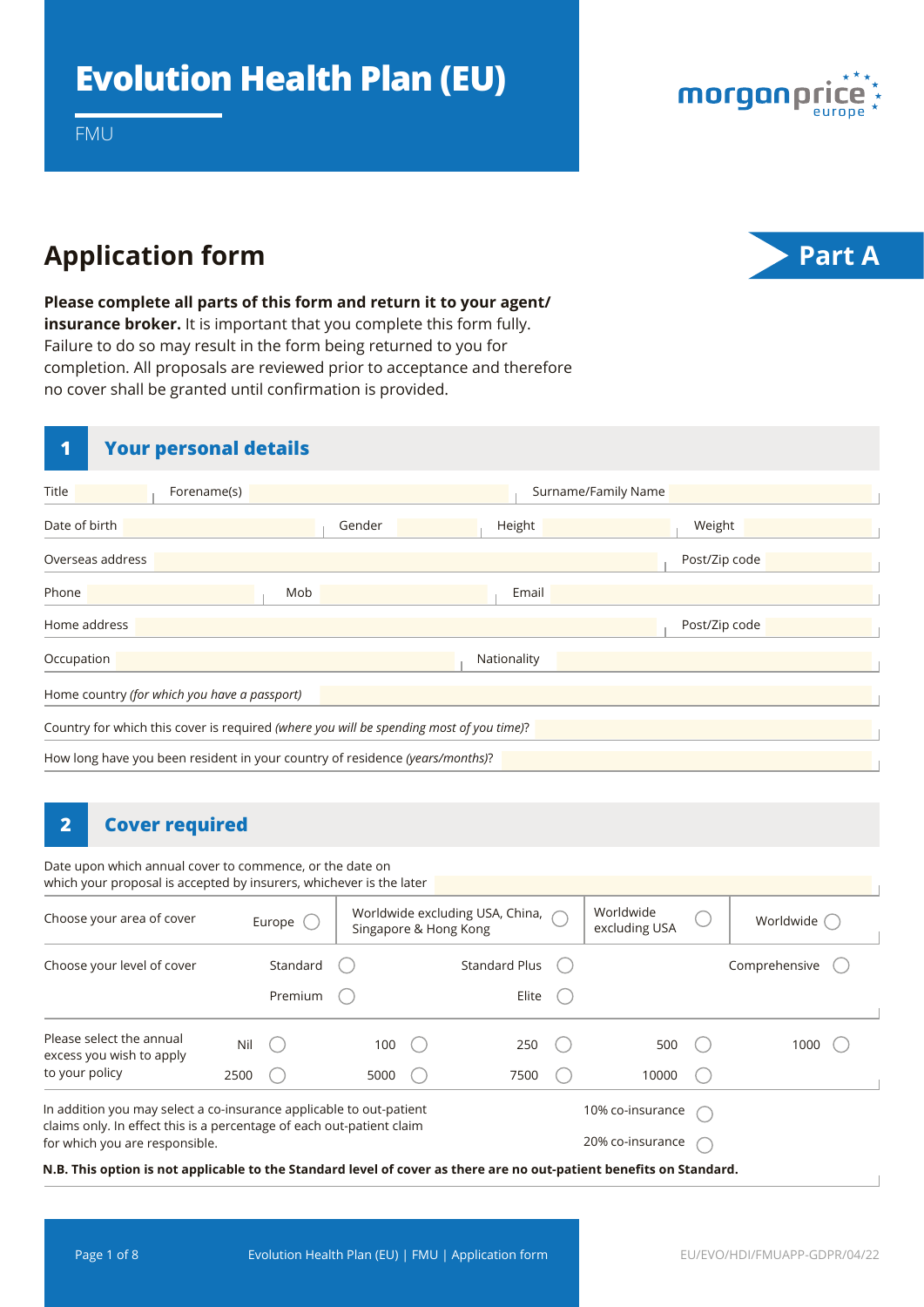# Evolution Health Plan (EU)

FMU

morganprice europe

## Application form

**Part A**

**Please complete all parts of this form and return it to your agent/ insurance broker.** It is important that you complete this form fully. Failure to do so may result in the form being returned to you for completion. All proposals are reviewed prior to acceptance and therefore no cover shall be granted until confirmation is provided.

## 1 Your personal details

Title | Forename(s) | Surname/Family Name

Date of birth | Gender | Height | Weight

Overseas address | Post/Zip code

Phone | Mob | Email

Home address | Post/Zip code

Occupation | Nationality

Home country *(for which you have a passport)*

Country for which this cover is required *(where you will be spending most of you time)*?

How long have you been resident in your country of residence *(years/months)*?

## 2 Cover required

Date upon which annual cover to commence, or the date on which your proposal is accepted by insurers, whichever is the later

Choose your area of cover: ◯ Europe | ◯ Worldwide excluding USA, China, Singapore & Hong Kong | ◯ Worldwide excluding USA | ◯ Worldwide

Choose your level of cover: ◯ Standard | ◯ Standard Plus | ◯ Comprehensive | ◯ Premium | ◯ Elite

Please select the annual excess you wish to apply to your policy: ◯ Nil | ◯ 100 | ◯ 250 | ◯ 500 | ◯ 1000 | ◯ 2500 | ◯ 5000 | ◯ 7500 | ◯ 10000

In addition you may select a co-insurance applicable to out-patient claims only. In effect this is a percentage of each out-patient claim for which you are responsible.

◯ 10% co-insurance
◯ 20% co-insurance

**N.B. This option is not applicable to the Standard level of cover as there are no out-patient benefits on Standard.**

EU/EVO/HDI/FMUAPP-GDPR/04/22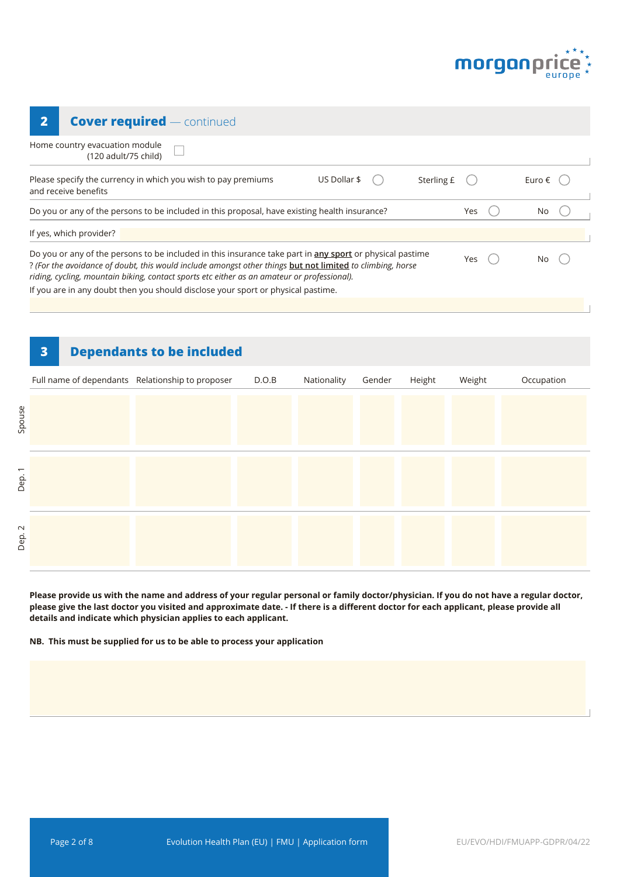## 2 Cover required — continued

Home country evacuation module (120 adult/75 child) ☐

Please specify the currency in which you wish to pay premiums and receive benefits — US Dollar $ ○ Sterling £ ○ Euro € ○

Do you or any of the persons to be included in this proposal, have existing health insurance? Yes ○ No ○

If yes, which provider?

Do you or any of the persons to be included in this insurance take part in **any sport** or physical pastime ? *(For the avoidance of doubt, this would include amongst other things* **but not limited** *to climbing, horse riding, cycling, mountain biking, contact sports etc either as an amateur or professional).* Yes ○ No ○

If you are in any doubt then you should disclose your sport or physical pastime.

## 3 Dependants to be included

| | Full name of dependants | Relationship to proposer | D.O.B | Nationality | Gender | Height | Weight | Occupation |
|---|---|---|---|---|---|---|---|---|
| Spouse | | | | | | | | |
| Dep. 1 | | | | | | | | |
| Dep. 2 | | | | | | | | |

**Please provide us with the name and address of your regular personal or family doctor/physician. If you do not have a regular doctor, please give the last doctor you visited and approximate date. - If there is a different doctor for each applicant, please provide all details and indicate which physician applies to each applicant.**

**NB. This must be supplied for us to be able to process your application**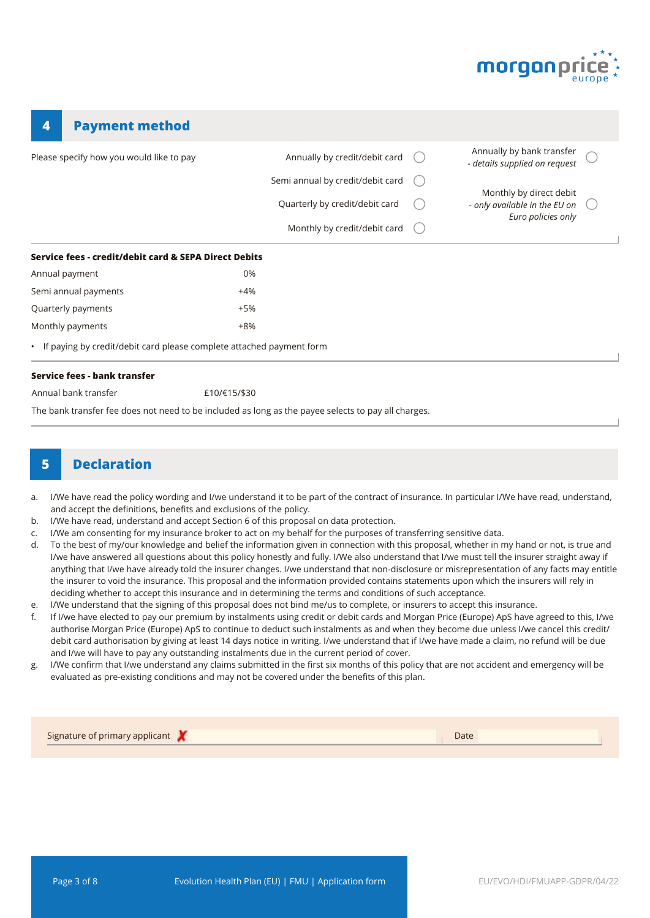## 4 Payment method

Please specify how you would like to pay

- Annually by credit/debit card ◯
- Semi annual by credit/debit card ◯
- Quarterly by credit/debit card ◯
- Monthly by credit/debit card ◯
- Annually by bank transfer *- details supplied on request* ◯
- Monthly by direct debit *- only available in the EU on Euro policies only* ◯

**Service fees - credit/debit card & SEPA Direct Debits**

| | |
|---|---|
| Annual payment | 0% |
| Semi annual payments | +4% |
| Quarterly payments | +5% |
| Monthly payments | +8% |

- If paying by credit/debit card please complete attached payment form

**Service fees - bank transfer**

| | |
|---|---|
| Annual bank transfer | £10/€15/$30 |

The bank transfer fee does not need to be included as long as the payee selects to pay all charges.

## 5 Declaration

a. I/We have read the policy wording and I/we understand it to be part of the contract of insurance. In particular I/We have read, understand, and accept the definitions, benefits and exclusions of the policy.

b. I/We have read, understand and accept Section 6 of this proposal on data protection.

c. I/We am consenting for my insurance broker to act on my behalf for the purposes of transferring sensitive data.

d. To the best of my/our knowledge and belief the information given in connection with this proposal, whether in my hand or not, is true and I/we have answered all questions about this policy honestly and fully. I/We also understand that I/we must tell the insurer straight away if anything that I/we have already told the insurer changes. I/we understand that non-disclosure or misrepresentation of any facts may entitle the insurer to void the insurance. This proposal and the information provided contains statements upon which the insurers will rely in deciding whether to accept this insurance and in determining the terms and conditions of such acceptance.

e. I/We understand that the signing of this proposal does not bind me/us to complete, or insurers to accept this insurance.

f. If I/we have elected to pay our premium by instalments using credit or debit cards and Morgan Price (Europe) ApS have agreed to this, I/we authorise Morgan Price (Europe) ApS to continue to deduct such instalments as and when they become due unless I/we cancel this credit/debit card authorisation by giving at least 14 days notice in writing. I/we understand that if I/we have made a claim, no refund will be due and I/we will have to pay any outstanding instalments due in the current period of cover.

g. I/We confirm that I/we understand any claims submitted in the first six months of this policy that are not accident and emergency will be evaluated as pre-existing conditions and may not be covered under the benefits of this plan.

Signature of primary applicant ✗ ______________________ Date ____________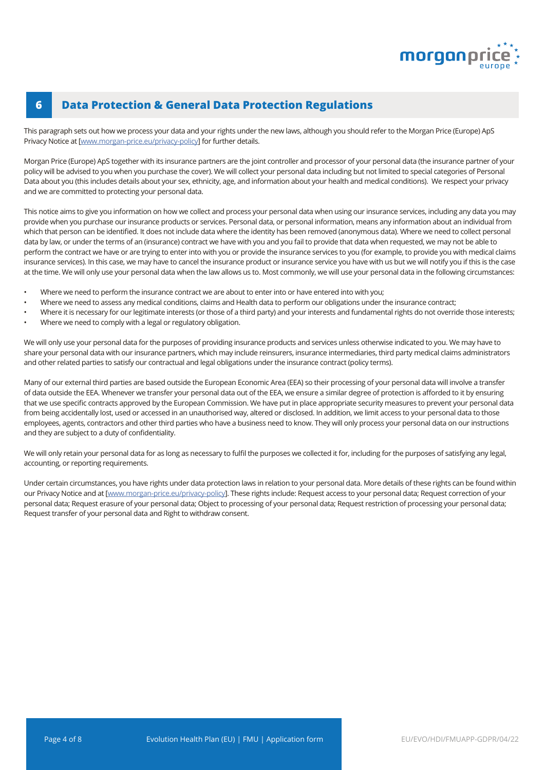## 6 Data Protection & General Data Protection Regulations

This paragraph sets out how we process your data and your rights under the new laws, although you should refer to the Morgan Price (Europe) ApS Privacy Notice at [www.morgan-price.eu/privacy-policy] for further details.

Morgan Price (Europe) ApS together with its insurance partners are the joint controller and processor of your personal data (the insurance partner of your policy will be advised to you when you purchase the cover). We will collect your personal data including but not limited to special categories of Personal Data about you (this includes details about your sex, ethnicity, age, and information about your health and medical conditions). We respect your privacy and we are committed to protecting your personal data.

This notice aims to give you information on how we collect and process your personal data when using our insurance services, including any data you may provide when you purchase our insurance products or services. Personal data, or personal information, means any information about an individual from which that person can be identified. It does not include data where the identity has been removed (anonymous data). Where we need to collect personal data by law, or under the terms of an (insurance) contract we have with you and you fail to provide that data when requested, we may not be able to perform the contract we have or are trying to enter into with you or provide the insurance services to you (for example, to provide you with medical claims insurance services). In this case, we may have to cancel the insurance product or insurance service you have with us but we will notify you if this is the case at the time. We will only use your personal data when the law allows us to. Most commonly, we will use your personal data in the following circumstances:

- Where we need to perform the insurance contract we are about to enter into or have entered into with you;
- Where we need to assess any medical conditions, claims and Health data to perform our obligations under the insurance contract;
- Where it is necessary for our legitimate interests (or those of a third party) and your interests and fundamental rights do not override those interests;
- Where we need to comply with a legal or regulatory obligation.

We will only use your personal data for the purposes of providing insurance products and services unless otherwise indicated to you. We may have to share your personal data with our insurance partners, which may include reinsurers, insurance intermediaries, third party medical claims administrators and other related parties to satisfy our contractual and legal obligations under the insurance contract (policy terms).

Many of our external third parties are based outside the European Economic Area (EEA) so their processing of your personal data will involve a transfer of data outside the EEA. Whenever we transfer your personal data out of the EEA, we ensure a similar degree of protection is afforded to it by ensuring that we use specific contracts approved by the European Commission. We have put in place appropriate security measures to prevent your personal data from being accidentally lost, used or accessed in an unauthorised way, altered or disclosed. In addition, we limit access to your personal data to those employees, agents, contractors and other third parties who have a business need to know. They will only process your personal data on our instructions and they are subject to a duty of confidentiality.

We will only retain your personal data for as long as necessary to fulfil the purposes we collected it for, including for the purposes of satisfying any legal, accounting, or reporting requirements.

Under certain circumstances, you have rights under data protection laws in relation to your personal data. More details of these rights can be found within our Privacy Notice and at [www.morgan-price.eu/privacy-policy]. These rights include: Request access to your personal data; Request correction of your personal data; Request erasure of your personal data; Object to processing of your personal data; Request restriction of processing your personal data; Request transfer of your personal data and Right to withdraw consent.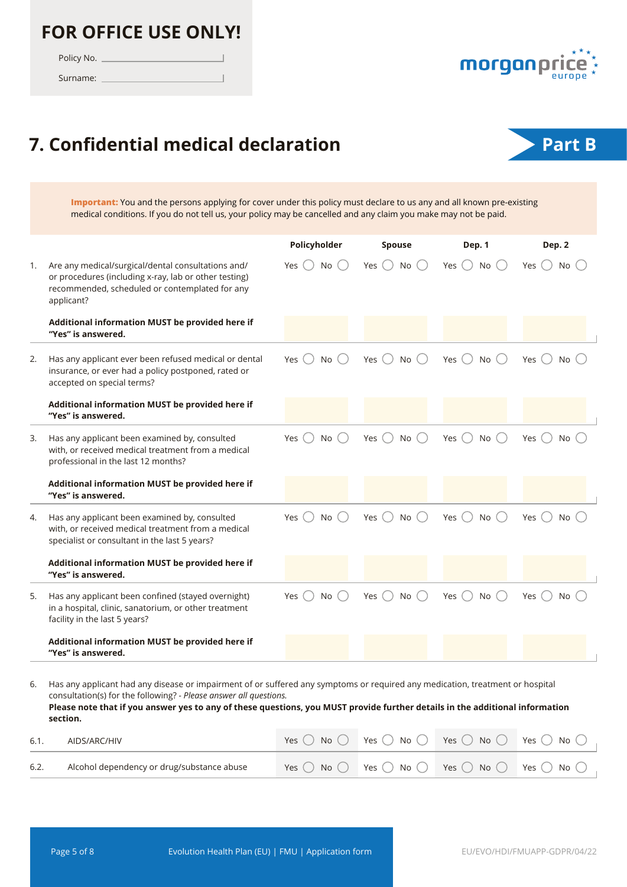**FOR OFFICE USE ONLY!**

Policy No. \_\_\_\_\_\_\_\_\_\_\_\_\_\_\_\_\_\_\_\_\_\_\_\_

Surname: \_\_\_\_\_\_\_\_\_\_\_\_\_\_\_\_\_\_\_\_\_\_\_\_

morganprice europe

# 7. Confidential medical declaration

**Part B**

**Important:** You and the persons applying for cover under this policy must declare to us any and all known pre-existing medical conditions. If you do not tell us, your policy may be cancelled and any claim you make may not be paid.

| | | Policyholder | Spouse | Dep. 1 | Dep. 2 |
|---|---|---|---|---|---|
| 1. | Are any medical/surgical/dental consultations and/or procedures (including x-ray, lab or other testing) recommended, scheduled or contemplated for any applicant? | Yes ◯ No ◯ | Yes ◯ No ◯ | Yes ◯ No ◯ | Yes ◯ No ◯ |
| | **Additional information MUST be provided here if "Yes" is answered.** | | | | |
| 2. | Has any applicant ever been refused medical or dental insurance, or ever had a policy postponed, rated or accepted on special terms? | Yes ◯ No ◯ | Yes ◯ No ◯ | Yes ◯ No ◯ | Yes ◯ No ◯ |
| | **Additional information MUST be provided here if "Yes" is answered.** | | | | |
| 3. | Has any applicant been examined by, consulted with, or received medical treatment from a medical professional in the last 12 months? | Yes ◯ No ◯ | Yes ◯ No ◯ | Yes ◯ No ◯ | Yes ◯ No ◯ |
| | **Additional information MUST be provided here if "Yes" is answered.** | | | | |
| 4. | Has any applicant been examined by, consulted with, or received medical treatment from a medical specialist or consultant in the last 5 years? | Yes ◯ No ◯ | Yes ◯ No ◯ | Yes ◯ No ◯ | Yes ◯ No ◯ |
| | **Additional information MUST be provided here if "Yes" is answered.** | | | | |
| 5. | Has any applicant been confined (stayed overnight) in a hospital, clinic, sanatorium, or other treatment facility in the last 5 years? | Yes ◯ No ◯ | Yes ◯ No ◯ | Yes ◯ No ◯ | Yes ◯ No ◯ |
| | **Additional information MUST be provided here if "Yes" is answered.** | | | | |

6. Has any applicant had any disease or impairment of or suffered any symptoms or required any medication, treatment or hospital consultation(s) for the following? - *Please answer all questions.*
**Please note that if you answer yes to any of these questions, you MUST provide further details in the additional information section.**

| | | Policyholder | Spouse | Dep. 1 | Dep. 2 |
|---|---|---|---|---|---|
| 6.1. | AIDS/ARC/HIV | Yes ◯ No ◯ | Yes ◯ No ◯ | Yes ◯ No ◯ | Yes ◯ No ◯ |
| 6.2. | Alcohol dependency or drug/substance abuse | Yes ◯ No ◯ | Yes ◯ No ◯ | Yes ◯ No ◯ | Yes ◯ No ◯ |

Evolution Health Plan (EU) | FMU | Application form

EU/EVO/HDI/FMUAPP-GDPR/04/22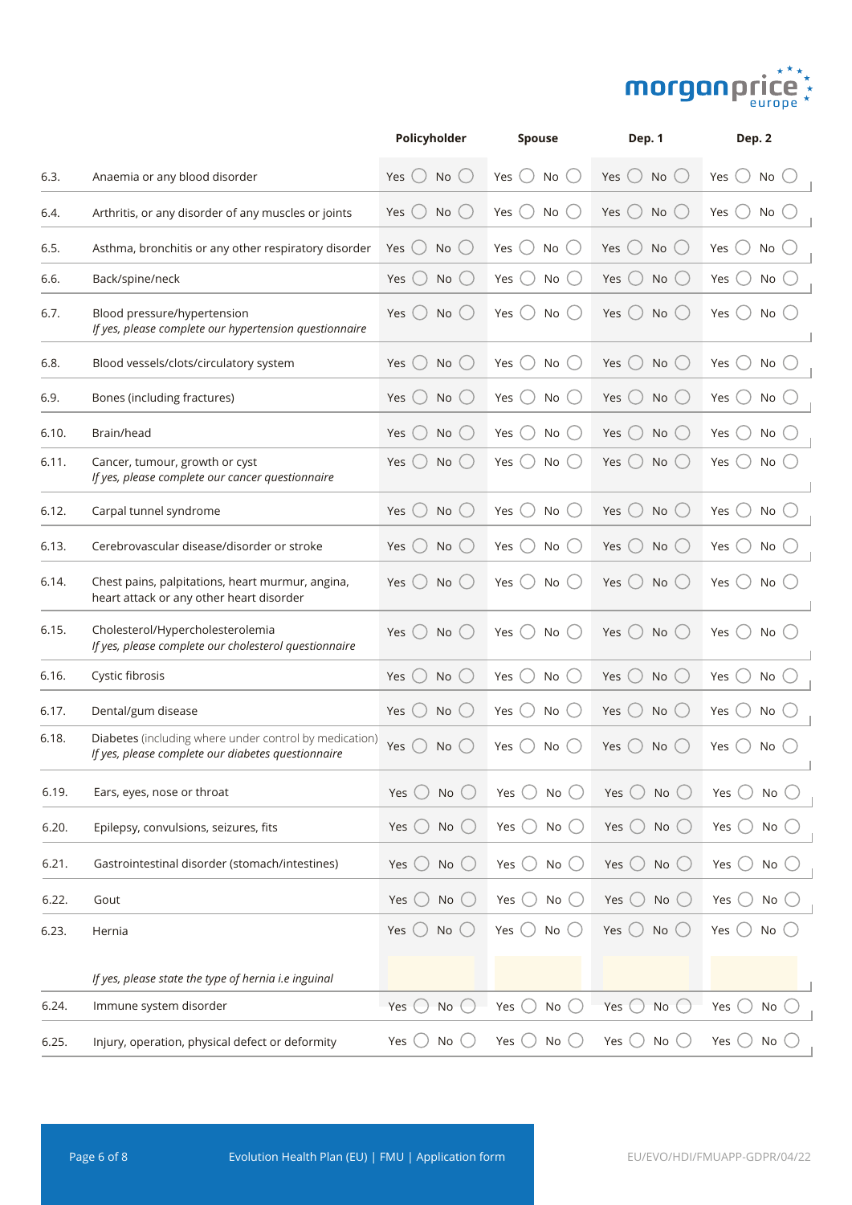| | | Policyholder | Spouse | Dep. 1 | Dep. 2 |
|---|---|---|---|---|---|
| 6.3. | Anaemia or any blood disorder | Yes ◯ No ◯ | Yes ◯ No ◯ | Yes ◯ No ◯ | Yes ◯ No ◯ |
| 6.4. | Arthritis, or any disorder of any muscles or joints | Yes ◯ No ◯ | Yes ◯ No ◯ | Yes ◯ No ◯ | Yes ◯ No ◯ |
| 6.5. | Asthma, bronchitis or any other respiratory disorder | Yes ◯ No ◯ | Yes ◯ No ◯ | Yes ◯ No ◯ | Yes ◯ No ◯ |
| 6.6. | Back/spine/neck | Yes ◯ No ◯ | Yes ◯ No ◯ | Yes ◯ No ◯ | Yes ◯ No ◯ |
| 6.7. | Blood pressure/hypertension<br>*If yes, please complete our hypertension questionnaire* | Yes ◯ No ◯ | Yes ◯ No ◯ | Yes ◯ No ◯ | Yes ◯ No ◯ |
| 6.8. | Blood vessels/clots/circulatory system | Yes ◯ No ◯ | Yes ◯ No ◯ | Yes ◯ No ◯ | Yes ◯ No ◯ |
| 6.9. | Bones (including fractures) | Yes ◯ No ◯ | Yes ◯ No ◯ | Yes ◯ No ◯ | Yes ◯ No ◯ |
| 6.10. | Brain/head | Yes ◯ No ◯ | Yes ◯ No ◯ | Yes ◯ No ◯ | Yes ◯ No ◯ |
| 6.11. | Cancer, tumour, growth or cyst<br>*If yes, please complete our cancer questionnaire* | Yes ◯ No ◯ | Yes ◯ No ◯ | Yes ◯ No ◯ | Yes ◯ No ◯ |
| 6.12. | Carpal tunnel syndrome | Yes ◯ No ◯ | Yes ◯ No ◯ | Yes ◯ No ◯ | Yes ◯ No ◯ |
| 6.13. | Cerebrovascular disease/disorder or stroke | Yes ◯ No ◯ | Yes ◯ No ◯ | Yes ◯ No ◯ | Yes ◯ No ◯ |
| 6.14. | Chest pains, palpitations, heart murmur, angina, heart attack or any other heart disorder | Yes ◯ No ◯ | Yes ◯ No ◯ | Yes ◯ No ◯ | Yes ◯ No ◯ |
| 6.15. | Cholesterol/Hypercholesterolemia<br>*If yes, please complete our cholesterol questionnaire* | Yes ◯ No ◯ | Yes ◯ No ◯ | Yes ◯ No ◯ | Yes ◯ No ◯ |
| 6.16. | Cystic fibrosis | Yes ◯ No ◯ | Yes ◯ No ◯ | Yes ◯ No ◯ | Yes ◯ No ◯ |
| 6.17. | Dental/gum disease | Yes ◯ No ◯ | Yes ◯ No ◯ | Yes ◯ No ◯ | Yes ◯ No ◯ |
| 6.18. | Diabetes (including where under control by medication)<br>*If yes, please complete our diabetes questionnaire* | Yes ◯ No ◯ | Yes ◯ No ◯ | Yes ◯ No ◯ | Yes ◯ No ◯ |
| 6.19. | Ears, eyes, nose or throat | Yes ◯ No ◯ | Yes ◯ No ◯ | Yes ◯ No ◯ | Yes ◯ No ◯ |
| 6.20. | Epilepsy, convulsions, seizures, fits | Yes ◯ No ◯ | Yes ◯ No ◯ | Yes ◯ No ◯ | Yes ◯ No ◯ |
| 6.21. | Gastrointestinal disorder (stomach/intestines) | Yes ◯ No ◯ | Yes ◯ No ◯ | Yes ◯ No ◯ | Yes ◯ No ◯ |
| 6.22. | Gout | Yes ◯ No ◯ | Yes ◯ No ◯ | Yes ◯ No ◯ | Yes ◯ No ◯ |
| 6.23. | Hernia<br>*If yes, please state the type of hernia i.e inguinal* | Yes ◯ No ◯ | Yes ◯ No ◯ | Yes ◯ No ◯ | Yes ◯ No ◯ |
| 6.24. | Immune system disorder | Yes ◯ No ◯ | Yes ◯ No ◯ | Yes ◯ No ◯ | Yes ◯ No ◯ |
| 6.25. | Injury, operation, physical defect or deformity | Yes ◯ No ◯ | Yes ◯ No ◯ | Yes ◯ No ◯ | Yes ◯ No ◯ |

Evolution Health Plan (EU) | FMU | Application form

EU/EVO/HDI/FMUAPP-GDPR/04/22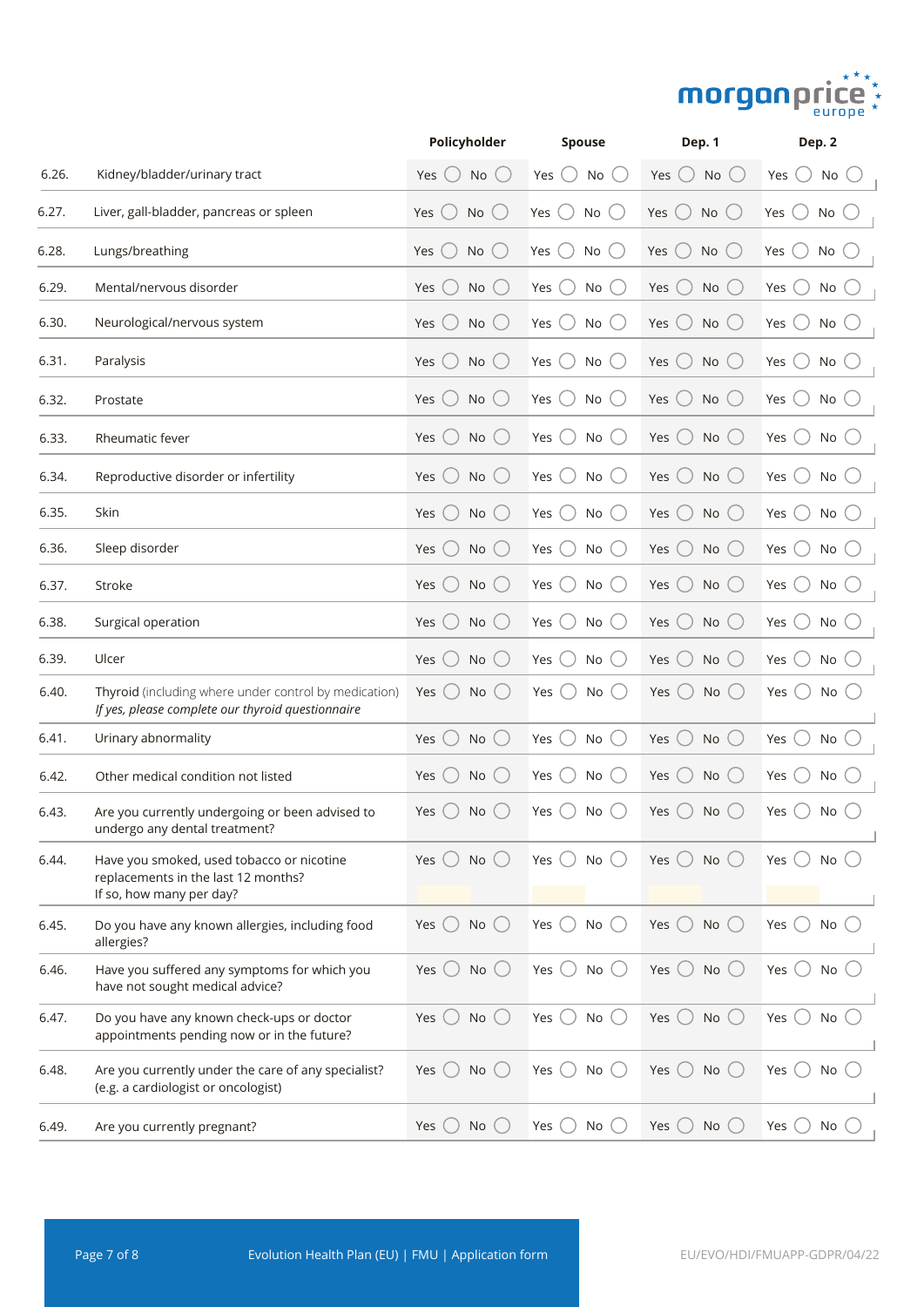| | | Policyholder | Spouse | Dep. 1 | Dep. 2 |
|---|---|---|---|---|---|
| 6.26. | Kidney/bladder/urinary tract | Yes ◯ No ◯ | Yes ◯ No ◯ | Yes ◯ No ◯ | Yes ◯ No ◯ |
| 6.27. | Liver, gall-bladder, pancreas or spleen | Yes ◯ No ◯ | Yes ◯ No ◯ | Yes ◯ No ◯ | Yes ◯ No ◯ |
| 6.28. | Lungs/breathing | Yes ◯ No ◯ | Yes ◯ No ◯ | Yes ◯ No ◯ | Yes ◯ No ◯ |
| 6.29. | Mental/nervous disorder | Yes ◯ No ◯ | Yes ◯ No ◯ | Yes ◯ No ◯ | Yes ◯ No ◯ |
| 6.30. | Neurological/nervous system | Yes ◯ No ◯ | Yes ◯ No ◯ | Yes ◯ No ◯ | Yes ◯ No ◯ |
| 6.31. | Paralysis | Yes ◯ No ◯ | Yes ◯ No ◯ | Yes ◯ No ◯ | Yes ◯ No ◯ |
| 6.32. | Prostate | Yes ◯ No ◯ | Yes ◯ No ◯ | Yes ◯ No ◯ | Yes ◯ No ◯ |
| 6.33. | Rheumatic fever | Yes ◯ No ◯ | Yes ◯ No ◯ | Yes ◯ No ◯ | Yes ◯ No ◯ |
| 6.34. | Reproductive disorder or infertility | Yes ◯ No ◯ | Yes ◯ No ◯ | Yes ◯ No ◯ | Yes ◯ No ◯ |
| 6.35. | Skin | Yes ◯ No ◯ | Yes ◯ No ◯ | Yes ◯ No ◯ | Yes ◯ No ◯ |
| 6.36. | Sleep disorder | Yes ◯ No ◯ | Yes ◯ No ◯ | Yes ◯ No ◯ | Yes ◯ No ◯ |
| 6.37. | Stroke | Yes ◯ No ◯ | Yes ◯ No ◯ | Yes ◯ No ◯ | Yes ◯ No ◯ |
| 6.38. | Surgical operation | Yes ◯ No ◯ | Yes ◯ No ◯ | Yes ◯ No ◯ | Yes ◯ No ◯ |
| 6.39. | Ulcer | Yes ◯ No ◯ | Yes ◯ No ◯ | Yes ◯ No ◯ | Yes ◯ No ◯ |
| 6.40. | Thyroid (including where under control by medication)<br>*If yes, please complete our thyroid questionnaire* | Yes ◯ No ◯ | Yes ◯ No ◯ | Yes ◯ No ◯ | Yes ◯ No ◯ |
| 6.41. | Urinary abnormality | Yes ◯ No ◯ | Yes ◯ No ◯ | Yes ◯ No ◯ | Yes ◯ No ◯ |
| 6.42. | Other medical condition not listed | Yes ◯ No ◯ | Yes ◯ No ◯ | Yes ◯ No ◯ | Yes ◯ No ◯ |
| 6.43. | Are you currently undergoing or been advised to undergo any dental treatment? | Yes ◯ No ◯ | Yes ◯ No ◯ | Yes ◯ No ◯ | Yes ◯ No ◯ |
| 6.44. | Have you smoked, used tobacco or nicotine replacements in the last 12 months?<br>If so, how many per day? | Yes ◯ No ◯ | Yes ◯ No ◯ | Yes ◯ No ◯ | Yes ◯ No ◯ |
| 6.45. | Do you have any known allergies, including food allergies? | Yes ◯ No ◯ | Yes ◯ No ◯ | Yes ◯ No ◯ | Yes ◯ No ◯ |
| 6.46. | Have you suffered any symptoms for which you have not sought medical advice? | Yes ◯ No ◯ | Yes ◯ No ◯ | Yes ◯ No ◯ | Yes ◯ No ◯ |
| 6.47. | Do you have any known check-ups or doctor appointments pending now or in the future? | Yes ◯ No ◯ | Yes ◯ No ◯ | Yes ◯ No ◯ | Yes ◯ No ◯ |
| 6.48. | Are you currently under the care of any specialist? (e.g. a cardiologist or oncologist) | Yes ◯ No ◯ | Yes ◯ No ◯ | Yes ◯ No ◯ | Yes ◯ No ◯ |
| 6.49. | Are you currently pregnant? | Yes ◯ No ◯ | Yes ◯ No ◯ | Yes ◯ No ◯ | Yes ◯ No ◯ |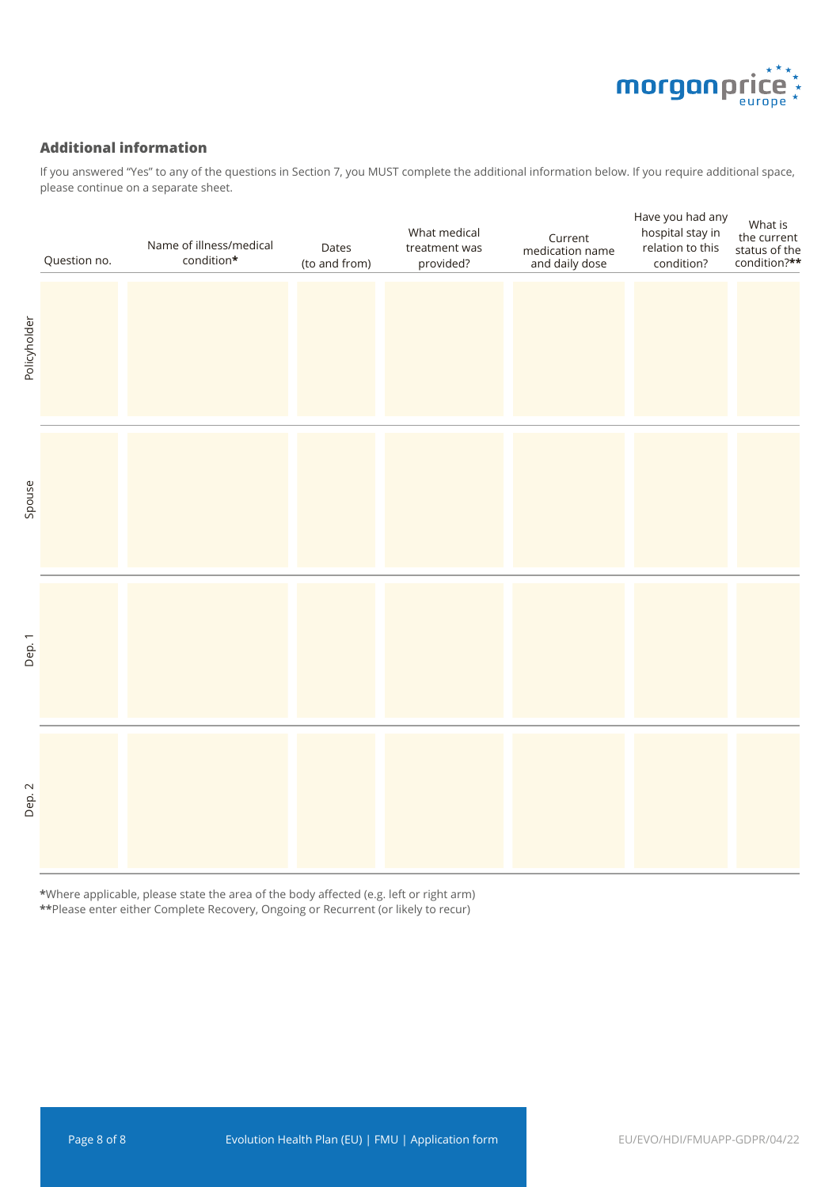## Additional information

If you answered "Yes" to any of the questions in Section 7, you MUST complete the additional information below. If you require additional space, please continue on a separate sheet.

| | Question no. | Name of illness/medical condition* | Dates (to and from) | What medical treatment was provided? | Current medication name and daily dose | Have you had any hospital stay in relation to this condition? | What is the current status of the condition?** |
|---|---|---|---|---|---|---|---|
| Policyholder | | | | | | | |
| Spouse | | | | | | | |
| Dep. 1 | | | | | | | |
| Dep. 2 | | | | | | | |

*Where applicable, please state the area of the body affected (e.g. left or right arm)
**Please enter either Complete Recovery, Ongoing or Recurrent (or likely to recur)